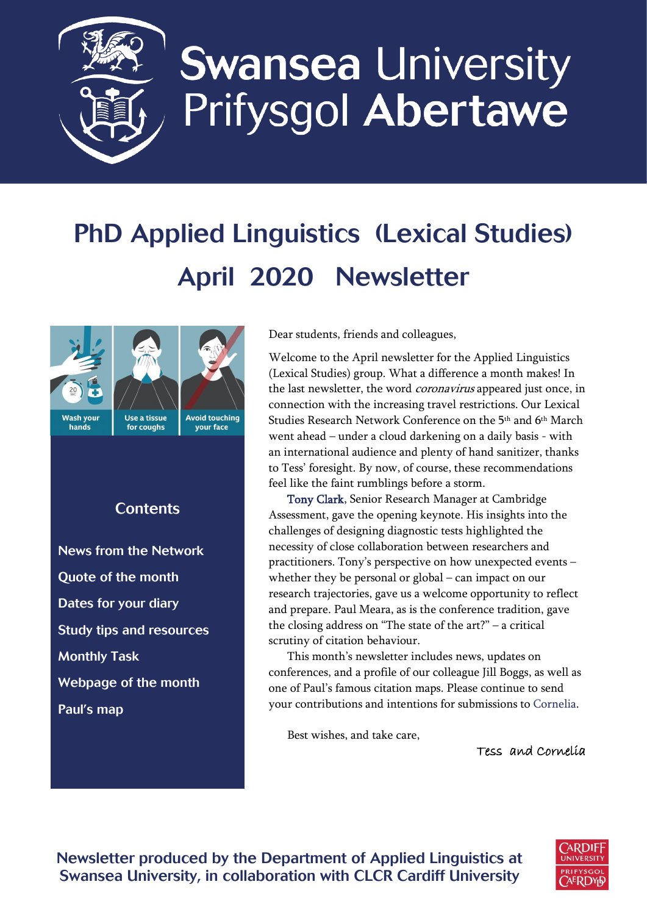# Swansea University
# Prifysgol Abertawe

## PhD Applied Linguistics (Lexical Studies)
## April 2020 Newsletter

Wash your hands | Use a tissue for coughs | Avoid touching your face

### Contents

- News from the Network
- Quote of the month
- Dates for your diary
- Study tips and resources
- Monthly Task
- Webpage of the month
- Paul's map

Dear students, friends and colleagues,

Welcome to the April newsletter for the Applied Linguistics (Lexical Studies) group. What a difference a month makes! In the last newsletter, the word *coronavirus* appeared just once, in connection with the increasing travel restrictions. Our Lexical Studies Research Network Conference on the 5th and 6th March went ahead – under a cloud darkening on a daily basis - with an international audience and plenty of hand sanitizer, thanks to Tess' foresight. By now, of course, these recommendations feel like the faint rumblings before a storm.

Tony Clark, Senior Research Manager at Cambridge Assessment, gave the opening keynote. His insights into the challenges of designing diagnostic tests highlighted the necessity of close collaboration between researchers and practitioners. Tony's perspective on how unexpected events – whether they be personal or global – can impact on our research trajectories, gave us a welcome opportunity to reflect and prepare. Paul Meara, as is the conference tradition, gave the closing address on "The state of the art?" – a critical scrutiny of citation behaviour.

This month's newsletter includes news, updates on conferences, and a profile of our colleague Jill Boggs, as well as one of Paul's famous citation maps. Please continue to send your contributions and intentions for submissions to Cornelia.

Best wishes, and take care,

Tess and Cornelia

**Newsletter produced by the Department of Applied Linguistics at Swansea University, in collaboration with CLCR Cardiff University**

Cardiff University Prifysgol Caerdydd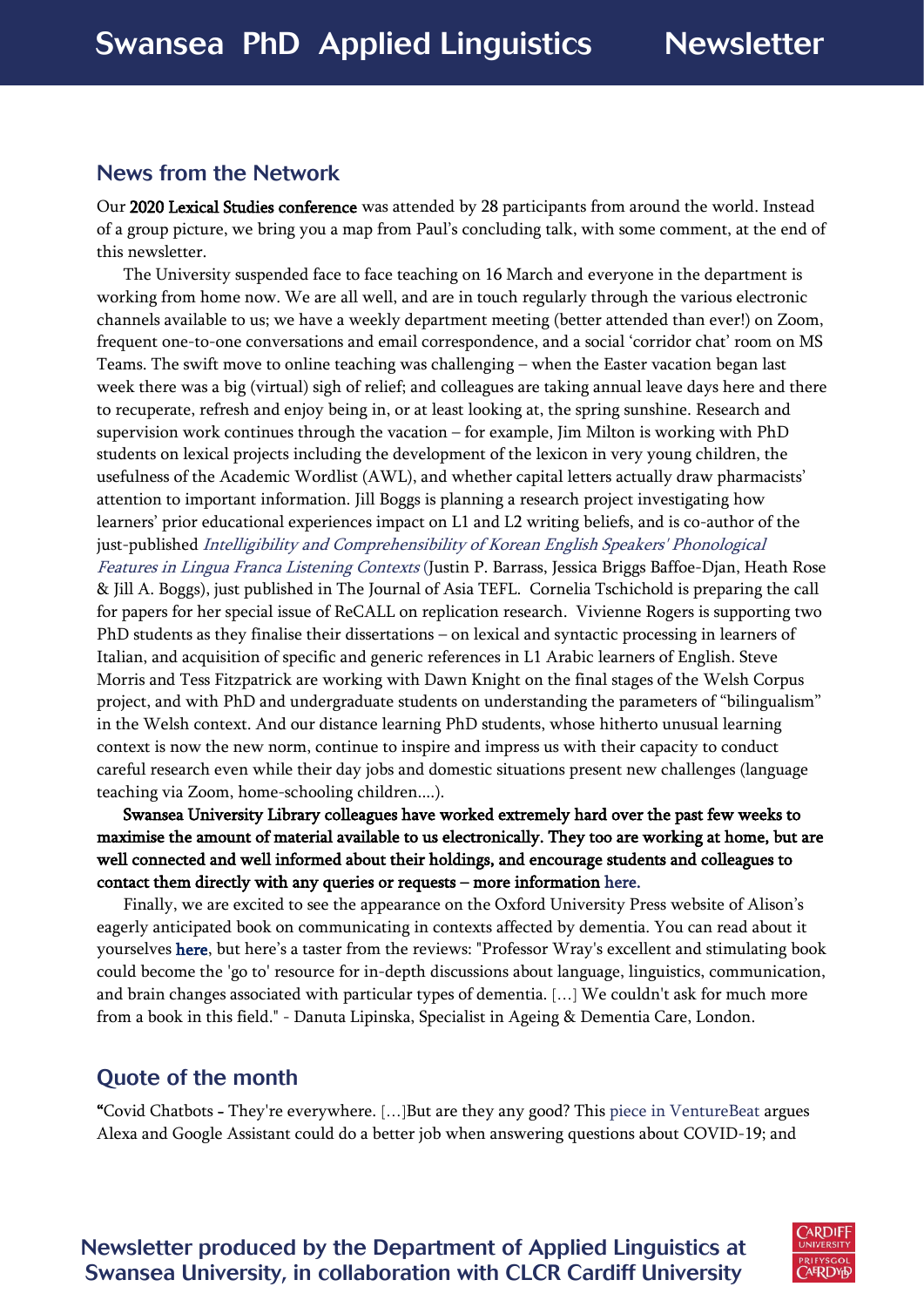## News from the Network

Our 2020 Lexical Studies conference was attended by 28 participants from around the world. Instead of a group picture, we bring you a map from Paul's concluding talk, with some comment, at the end of this newsletter.

The University suspended face to face teaching on 16 March and everyone in the department is working from home now. We are all well, and are in touch regularly through the various electronic channels available to us; we have a weekly department meeting (better attended than ever!) on Zoom, frequent one-to-one conversations and email correspondence, and a social 'corridor chat' room on MS Teams. The swift move to online teaching was challenging – when the Easter vacation began last week there was a big (virtual) sigh of relief; and colleagues are taking annual leave days here and there to recuperate, refresh and enjoy being in, or at least looking at, the spring sunshine. Research and supervision work continues through the vacation – for example, Jim Milton is working with PhD students on lexical projects including the development of the lexicon in very young children, the usefulness of the Academic Wordlist (AWL), and whether capital letters actually draw pharmacists' attention to important information. Jill Boggs is planning a research project investigating how learners' prior educational experiences impact on L1 and L2 writing beliefs, and is co-author of the just-published *Intelligibility and Comprehensibility of Korean English Speakers' Phonological Features in Lingua Franca Listening Contexts* (Justin P. Barrass, Jessica Briggs Baffoe-Djan, Heath Rose & Jill A. Boggs), just published in The Journal of Asia TEFL. Cornelia Tschichold is preparing the call for papers for her special issue of ReCALL on replication research. Vivienne Rogers is supporting two PhD students as they finalise their dissertations – on lexical and syntactic processing in learners of Italian, and acquisition of specific and generic references in L1 Arabic learners of English. Steve Morris and Tess Fitzpatrick are working with Dawn Knight on the final stages of the Welsh Corpus project, and with PhD and undergraduate students on understanding the parameters of "bilingualism" in the Welsh context. And our distance learning PhD students, whose hitherto unusual learning context is now the new norm, continue to inspire and impress us with their capacity to conduct careful research even while their day jobs and domestic situations present new challenges (language teaching via Zoom, home-schooling children....).

**Swansea University Library colleagues have worked extremely hard over the past few weeks to maximise the amount of material available to us electronically. They too are working at home, but are well connected and well informed about their holdings, and encourage students and colleagues to contact them directly with any queries or requests – more information here.**

Finally, we are excited to see the appearance on the Oxford University Press website of Alison's eagerly anticipated book on communicating in contexts affected by dementia. You can read about it yourselves here, but here's a taster from the reviews: "Professor Wray's excellent and stimulating book could become the 'go to' resource for in-depth discussions about language, linguistics, communication, and brain changes associated with particular types of dementia. [...] We couldn't ask for much more from a book in this field." - Danuta Lipinska, Specialist in Ageing & Dementia Care, London.

## Quote of the month

"Covid Chatbots - They're everywhere. [...]But are they any good? This piece in VentureBeat argues Alexa and Google Assistant could do a better job when answering questions about COVID-19; and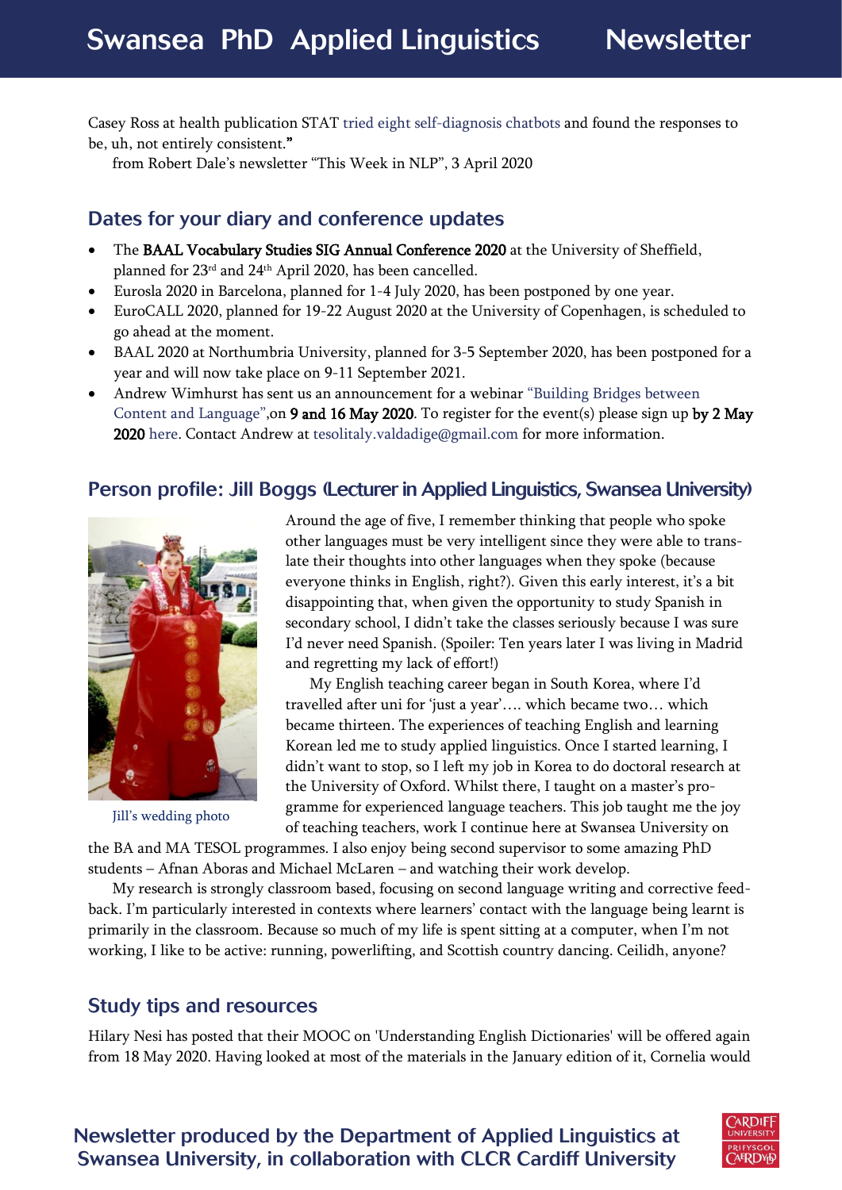Casey Ross at health publication STAT tried eight self-diagnosis chatbots and found the responses to be, uh, not entirely consistent."

from Robert Dale's newsletter "This Week in NLP", 3 April 2020

## Dates for your diary and conference updates

- The **BAAL Vocabulary Studies SIG Annual Conference 2020** at the University of Sheffield, planned for 23rd and 24th April 2020, has been cancelled.
- Eurosla 2020 in Barcelona, planned for 1-4 July 2020, has been postponed by one year.
- EuroCALL 2020, planned for 19-22 August 2020 at the University of Copenhagen, is scheduled to go ahead at the moment.
- BAAL 2020 at Northumbria University, planned for 3-5 September 2020, has been postponed for a year and will now take place on 9-11 September 2021.
- Andrew Wimhurst has sent us an announcement for a webinar "Building Bridges between Content and Language",on **9 and 16 May 2020**. To register for the event(s) please sign up **by 2 May 2020** here. Contact Andrew at tesolitaly.valdadige@gmail.com for more information.

## Person profile: Jill Boggs (Lecturer in Applied Linguistics, Swansea University)

Jill's wedding photo

Around the age of five, I remember thinking that people who spoke other languages must be very intelligent since they were able to translate their thoughts into other languages when they spoke (because everyone thinks in English, right?). Given this early interest, it's a bit disappointing that, when given the opportunity to study Spanish in secondary school, I didn't take the classes seriously because I was sure I'd never need Spanish. (Spoiler: Ten years later I was living in Madrid and regretting my lack of effort!)

My English teaching career began in South Korea, where I'd travelled after uni for 'just a year'…. which became two… which became thirteen. The experiences of teaching English and learning Korean led me to study applied linguistics. Once I started learning, I didn't want to stop, so I left my job in Korea to do doctoral research at the University of Oxford. Whilst there, I taught on a master's programme for experienced language teachers. This job taught me the joy of teaching teachers, work I continue here at Swansea University on the BA and MA TESOL programmes. I also enjoy being second supervisor to some amazing PhD students – Afnan Aboras and Michael McLaren – and watching their work develop.

My research is strongly classroom based, focusing on second language writing and corrective feedback. I'm particularly interested in contexts where learners' contact with the language being learnt is primarily in the classroom. Because so much of my life is spent sitting at a computer, when I'm not working, I like to be active: running, powerlifting, and Scottish country dancing. Ceilidh, anyone?

## Study tips and resources

Hilary Nesi has posted that their MOOC on 'Understanding English Dictionaries' will be offered again from 18 May 2020. Having looked at most of the materials in the January edition of it, Cornelia would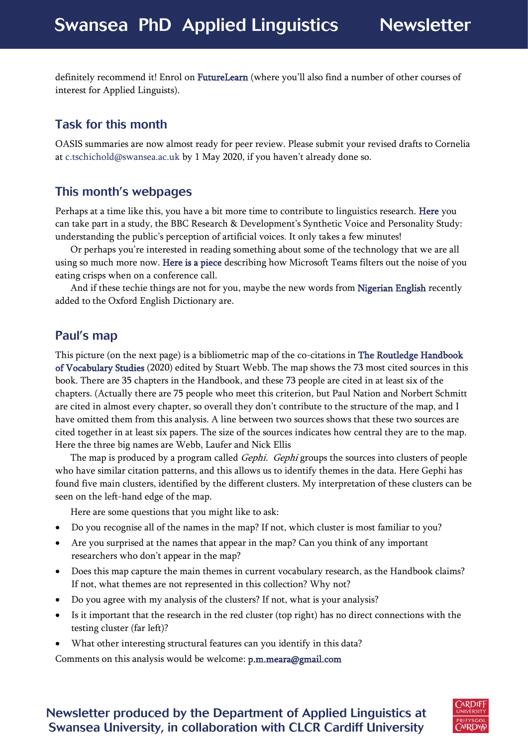definitely recommend it! Enrol on FutureLearn (where you'll also find a number of other courses of interest for Applied Linguists).

## Task for this month

OASIS summaries are now almost ready for peer review. Please submit your revised drafts to Cornelia at c.tschichold@swansea.ac.uk by 1 May 2020, if you haven't already done so.

## This month's webpages

Perhaps at a time like this, you have a bit more time to contribute to linguistics research. Here you can take part in a study, the BBC Research & Development's Synthetic Voice and Personality Study: understanding the public's perception of artificial voices. It only takes a few minutes!

Or perhaps you're interested in reading something about some of the technology that we are all using so much more now. Here is a piece describing how Microsoft Teams filters out the noise of you eating crisps when on a conference call.

And if these techie things are not for you, maybe the new words from Nigerian English recently added to the Oxford English Dictionary are.

## Paul's map

This picture (on the next page) is a bibliometric map of the co-citations in The Routledge Handbook of Vocabulary Studies (2020) edited by Stuart Webb. The map shows the 73 most cited sources in this book. There are 35 chapters in the Handbook, and these 73 people are cited in at least six of the chapters. (Actually there are 75 people who meet this criterion, but Paul Nation and Norbert Schmitt are cited in almost every chapter, so overall they don't contribute to the structure of the map, and I have omitted them from this analysis. A line between two sources shows that these two sources are cited together in at least six papers. The size of the sources indicates how central they are to the map. Here the three big names are Webb, Laufer and Nick Ellis

The map is produced by a program called *Gephi*. *Gephi* groups the sources into clusters of people who have similar citation patterns, and this allows us to identify themes in the data. Here Gephi has found five main clusters, identified by the different clusters. My interpretation of these clusters can be seen on the left-hand edge of the map.

Here are some questions that you might like to ask:

- Do you recognise all of the names in the map? If not, which cluster is most familiar to you?
- Are you surprised at the names that appear in the map? Can you think of any important researchers who don't appear in the map?
- Does this map capture the main themes in current vocabulary research, as the Handbook claims? If not, what themes are not represented in this collection? Why not?
- Do you agree with my analysis of the clusters? If not, what is your analysis?
- Is it important that the research in the red cluster (top right) has no direct connections with the testing cluster (far left)?
- What other interesting structural features can you identify in this data?

Comments on this analysis would be welcome: p.m.meara@gmail.com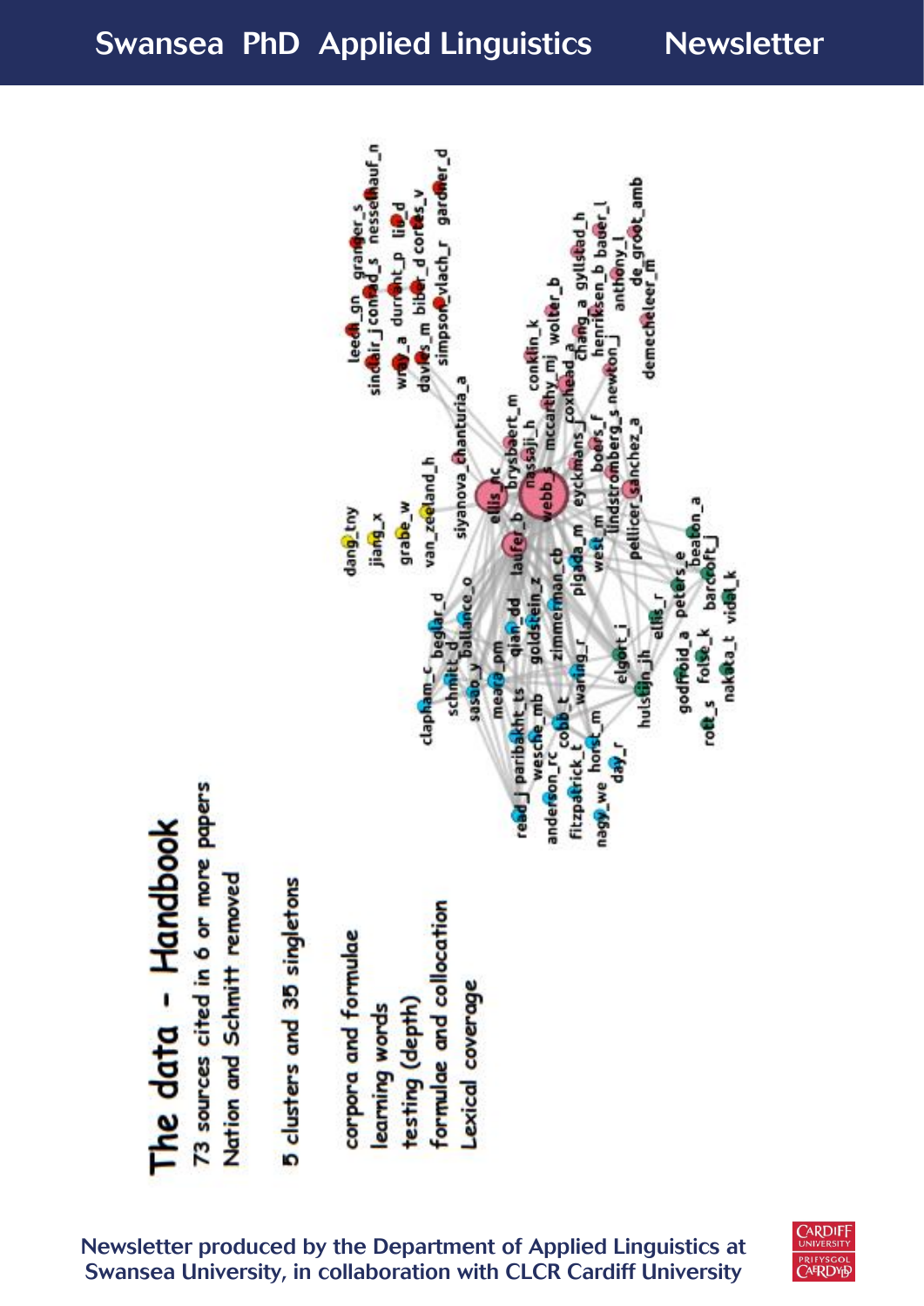# The data - Handbook

73 sources cited in 6 or more papers

Nation and Schmitt removed

5 clusters and 35 singletons

corpora and formulae

learning words

testing (depth)

formulae and collocation

Lexical coverage

dang_tny
jiang_x
grabe_w
van_zeeland_h
siyanova_chanturia_a
leech_gn
granger_s
sinclair_j
conrad_s
nesselhauf_n
wray_a
durrant_p
lin_d
davies_m
biber_d
cortes_v
simpson_vlach_r
gardner_d
ellis_nc
brysbaert_m
nassaji_h
conklin_k
webb_s
mccarthy_mj
wolter_b
coxhead_a
chang_a
gyllstad_h
henriksen_b
bauer_l
anthony_l
de_groot_amb
demecheleer_m
laufer_b
eyckmans_j
boers_f
newton_j
lindstromberg_s
pellicer_sanchez_a
clapham_c
beglar_d
schmitt_d
ballance_o
sasao_y
meara_pm
qian_dd
goldstein_z
zimmerman_cb
pigada_m
west_m
read_j
paribakht_ts
wesche_mb
cobb_t
waring_r
anderson_rc
fitzpatrick_t
horst_m
elgort_i
nagy_we
day_r
hulstijn_jh
ellis_r
peters_e
beaton_a
godfroid_a
barcroft_j
rott_s
folse_k
nakata_t
vidal_k

Newsletter produced by the Department of Applied Linguistics at Swansea University, in collaboration with CLCR Cardiff University